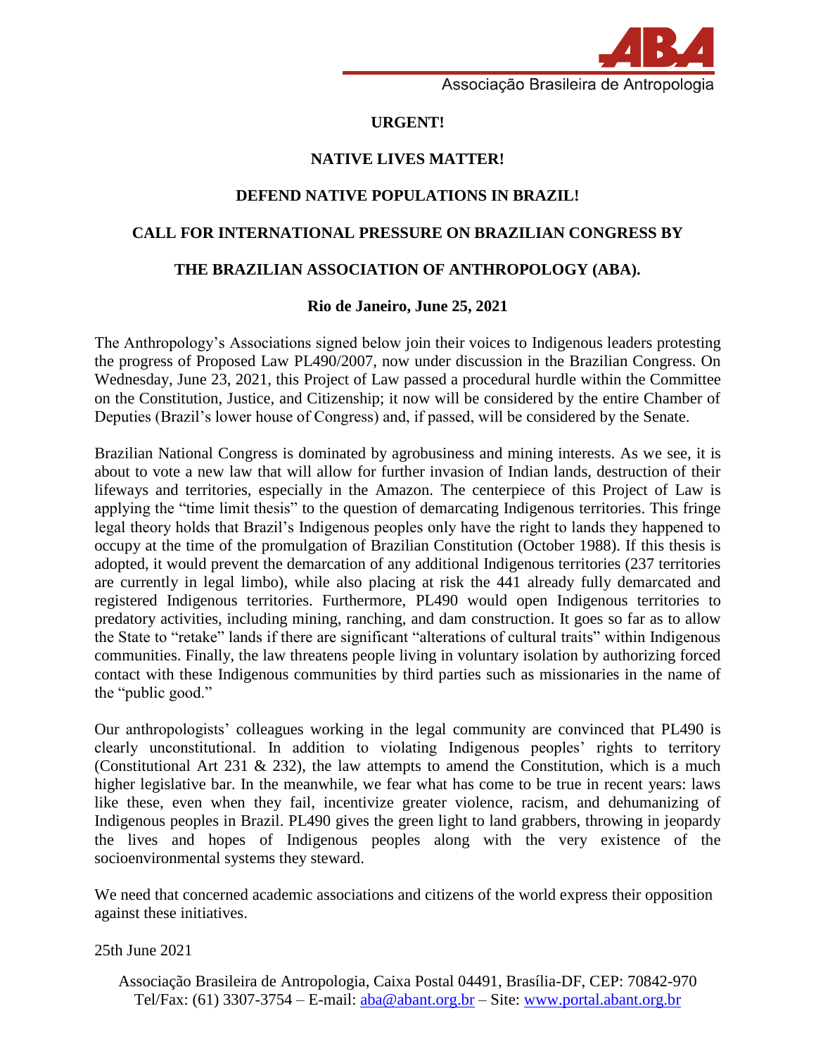ABA
Associação Brasileira de Antropologia

**URGENT!**

**NATIVE LIVES MATTER!**

**DEFEND NATIVE POPULATIONS IN BRAZIL!**

**CALL FOR INTERNATIONAL PRESSURE ON BRAZILIAN CONGRESS BY THE BRAZILIAN ASSOCIATION OF ANTHROPOLOGY (ABA).**

**Rio de Janeiro, June 25, 2021**

The Anthropology's Associations signed below join their voices to Indigenous leaders protesting the progress of Proposed Law PL490/2007, now under discussion in the Brazilian Congress. On Wednesday, June 23, 2021, this Project of Law passed a procedural hurdle within the Committee on the Constitution, Justice, and Citizenship; it now will be considered by the entire Chamber of Deputies (Brazil's lower house of Congress) and, if passed, will be considered by the Senate.

Brazilian National Congress is dominated by agrobusiness and mining interests. As we see, it is about to vote a new law that will allow for further invasion of Indian lands, destruction of their lifeways and territories, especially in the Amazon. The centerpiece of this Project of Law is applying the "time limit thesis" to the question of demarcating Indigenous territories. This fringe legal theory holds that Brazil's Indigenous peoples only have the right to lands they happened to occupy at the time of the promulgation of Brazilian Constitution (October 1988). If this thesis is adopted, it would prevent the demarcation of any additional Indigenous territories (237 territories are currently in legal limbo), while also placing at risk the 441 already fully demarcated and registered Indigenous territories. Furthermore, PL490 would open Indigenous territories to predatory activities, including mining, ranching, and dam construction. It goes so far as to allow the State to "retake" lands if there are significant "alterations of cultural traits" within Indigenous communities. Finally, the law threatens people living in voluntary isolation by authorizing forced contact with these Indigenous communities by third parties such as missionaries in the name of the "public good."

Our anthropologists' colleagues working in the legal community are convinced that PL490 is clearly unconstitutional. In addition to violating Indigenous peoples' rights to territory (Constitutional Art 231 & 232), the law attempts to amend the Constitution, which is a much higher legislative bar. In the meanwhile, we fear what has come to be true in recent years: laws like these, even when they fail, incentivize greater violence, racism, and dehumanizing of Indigenous peoples in Brazil. PL490 gives the green light to land grabbers, throwing in jeopardy the lives and hopes of Indigenous peoples along with the very existence of the socioenvironmental systems they steward.

We need that concerned academic associations and citizens of the world express their opposition against these initiatives.

25th June 2021

Associação Brasileira de Antropologia, Caixa Postal 04491, Brasília-DF, CEP: 70842-970
Tel/Fax: (61) 3307-3754 – E-mail: aba@abant.org.br – Site: www.portal.abant.org.br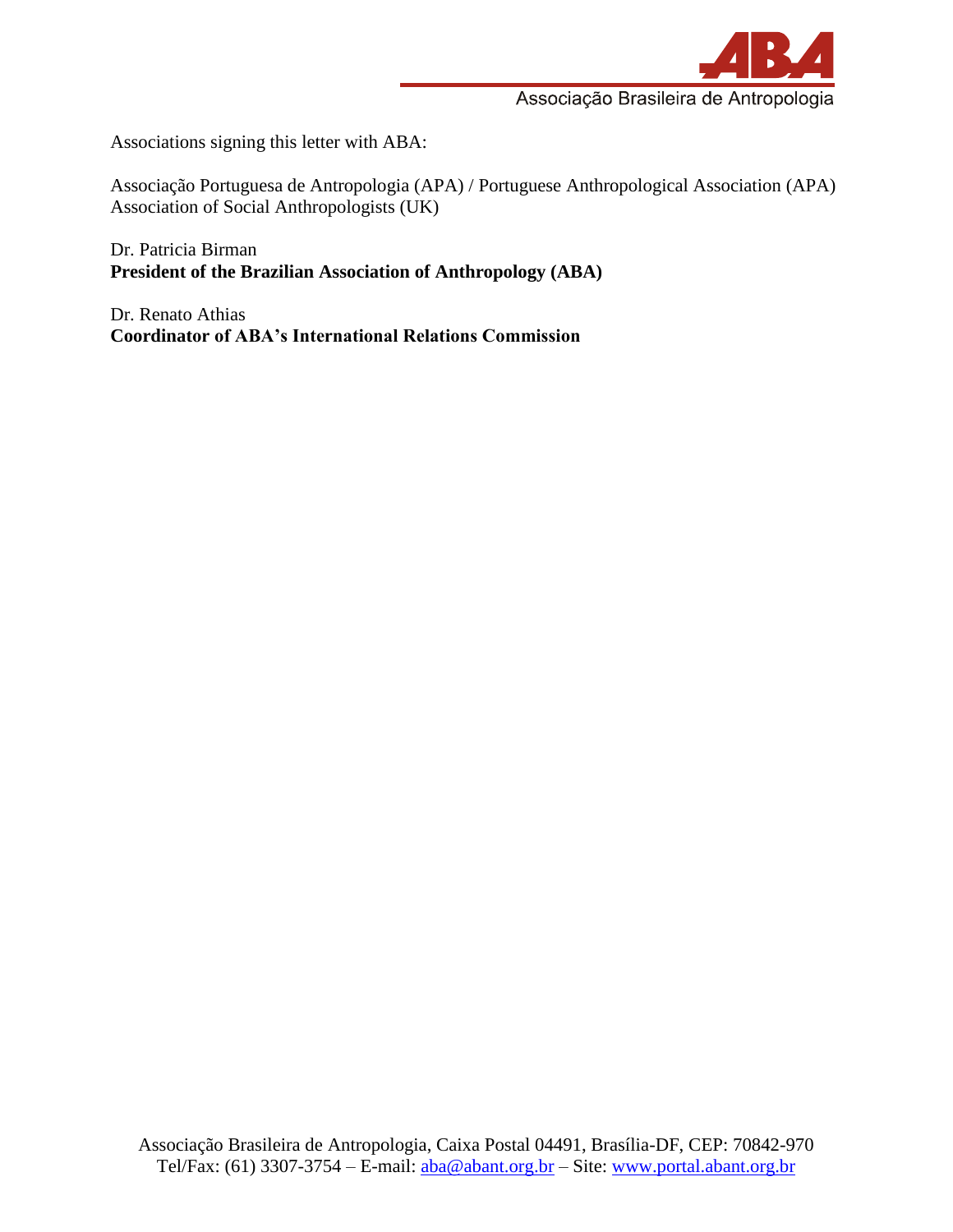Associations signing this letter with ABA:

Associação Portuguesa de Antropologia (APA) / Portuguese Anthropological Association (APA)
Association of Social Anthropologists (UK)

Dr. Patricia Birman
**President of the Brazilian Association of Anthropology (ABA)**

Dr. Renato Athias
**Coordinator of ABA's International Relations Commission**